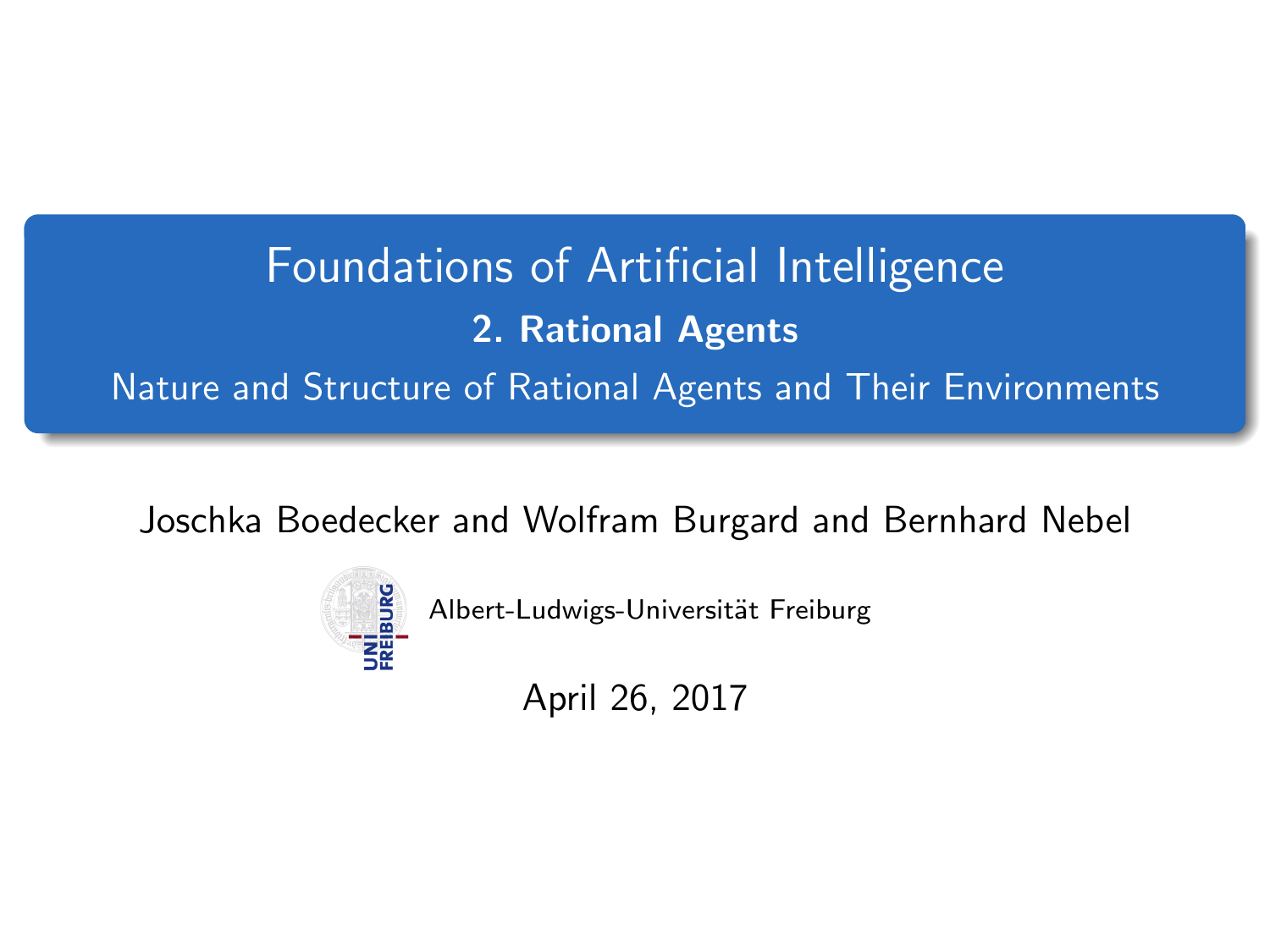# Foundations of Artificial Intelligence

## 2. Rational Agents

Nature and Structure of Rational Agents and Their Environments

Joschka Boedecker and Wolfram Burgard and Bernhard Nebel

Albert-Ludwigs-Universität Freiburg

April 26, 2017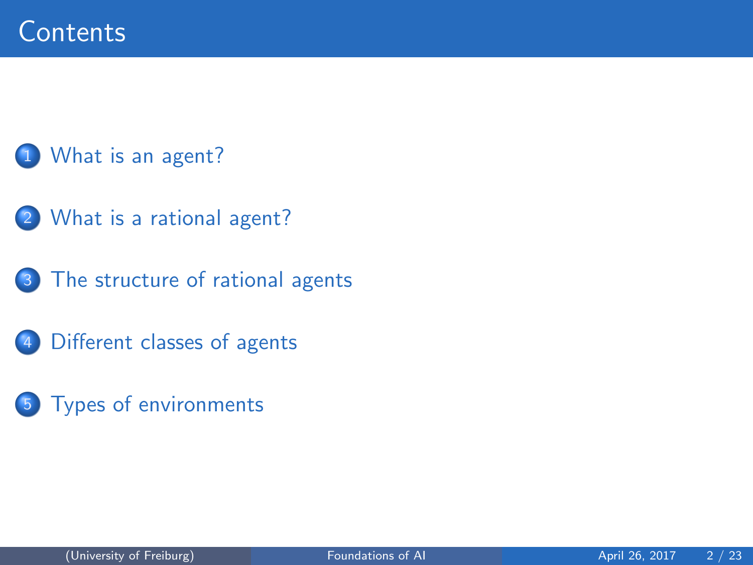# Contents

1. What is an agent?
2. What is a rational agent?
3. The structure of rational agents
4. Different classes of agents
5. Types of environments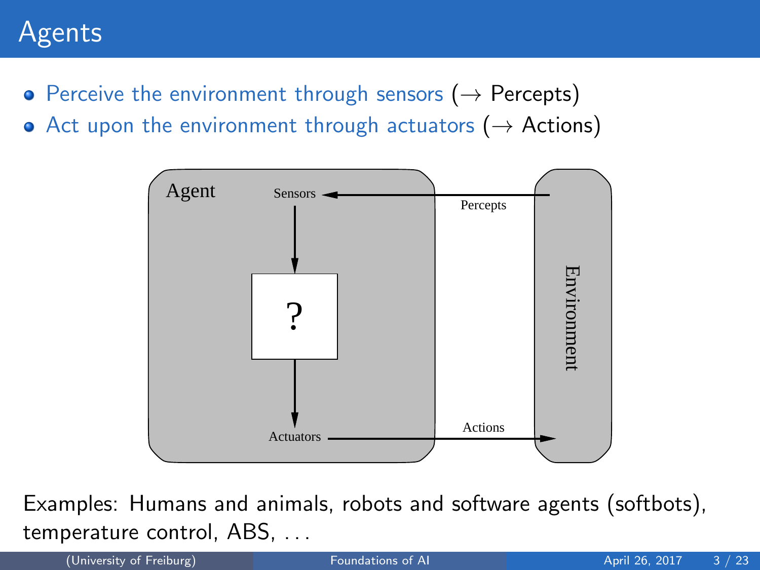# Agents

- Perceive the environment through sensors ($\rightarrow$ Percepts)
- Act upon the environment through actuators ($\rightarrow$ Actions)

Examples: Humans and animals, robots and software agents (softbots), temperature control, ABS, ...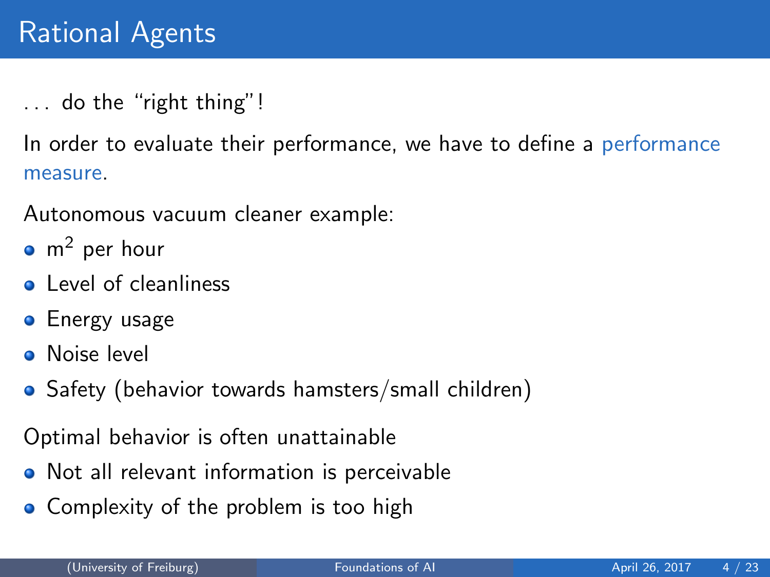# Rational Agents

. . . do the “right thing”!

In order to evaluate their performance, we have to define a performance measure.

Autonomous vacuum cleaner example:

- $m^2$ per hour
- Level of cleanliness
- Energy usage
- Noise level
- Safety (behavior towards hamsters/small children)

Optimal behavior is often unattainable

- Not all relevant information is perceivable
- Complexity of the problem is too high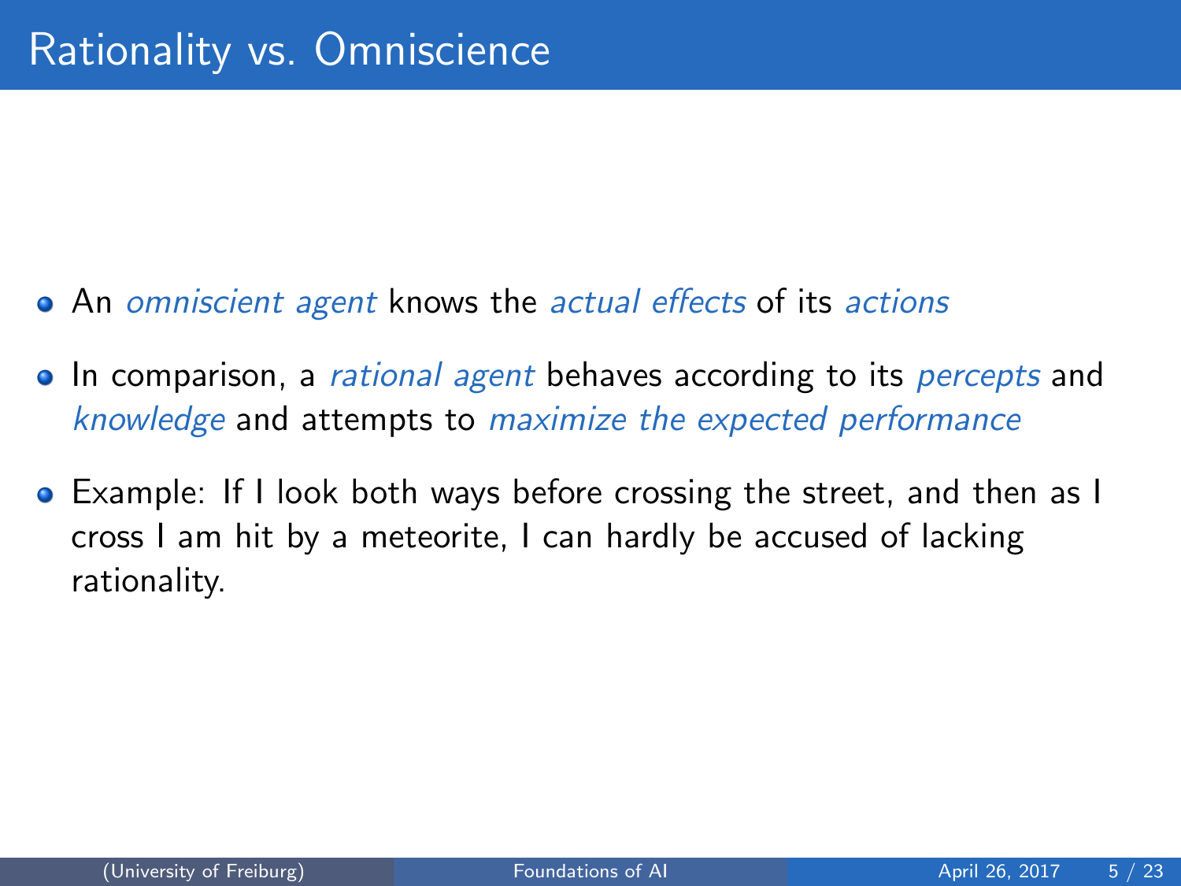# Rationality vs. Omniscience

- An *omniscient agent* knows the *actual effects* of its *actions*
- In comparison, a *rational agent* behaves according to its *percepts* and *knowledge* and attempts to *maximize the expected performance*
- Example: If I look both ways before crossing the street, and then as I cross I am hit by a meteorite, I can hardly be accused of lacking rationality.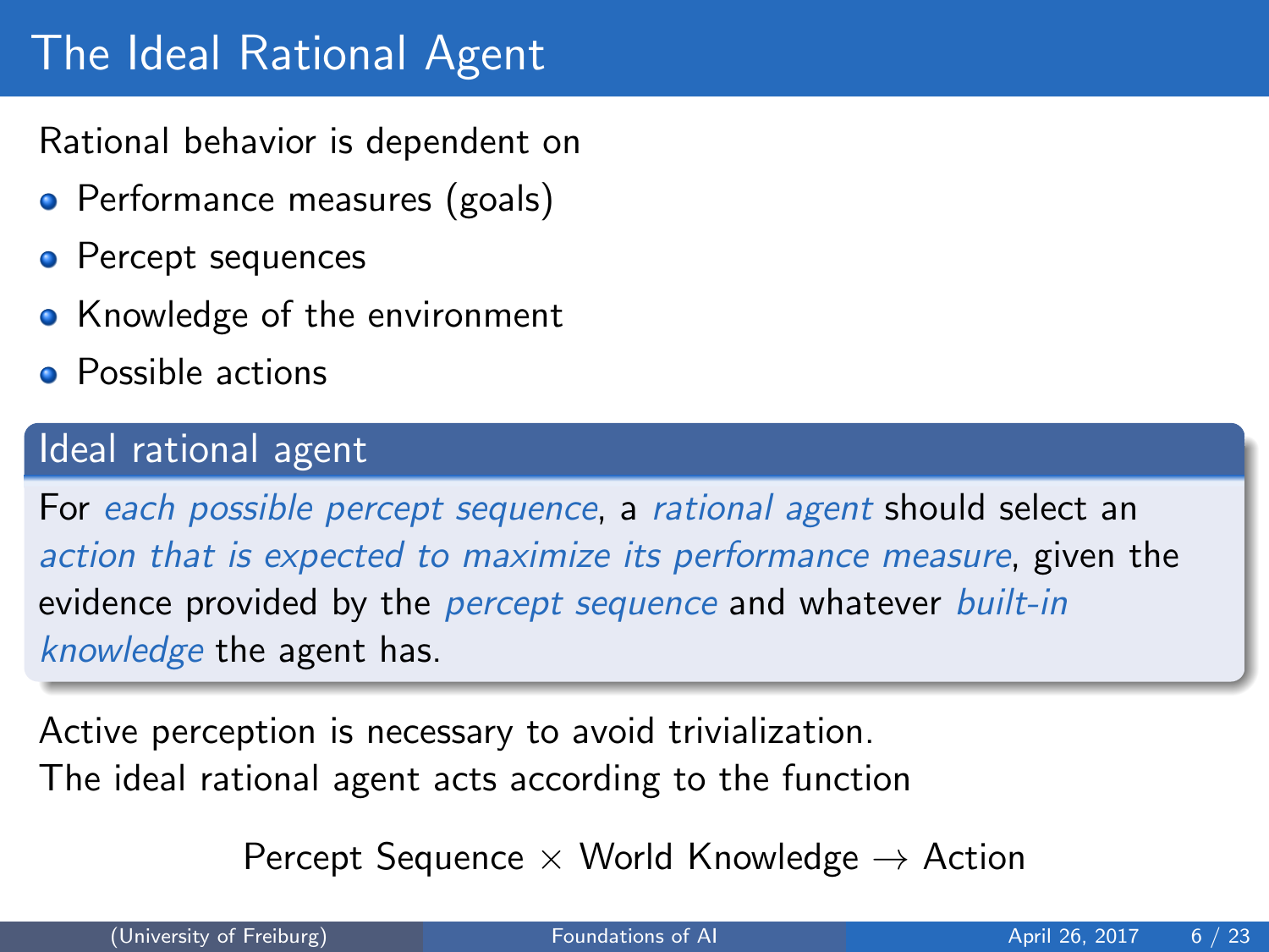# The Ideal Rational Agent

Rational behavior is dependent on

- Performance measures (goals)
- Percept sequences
- Knowledge of the environment
- Possible actions

## Ideal rational agent

For *each possible percept sequence*, a *rational agent* should select an *action that is expected to maximize its performance measure*, given the evidence provided by the *percept sequence* and whatever *built-in knowledge* the agent has.

Active perception is necessary to avoid trivialization.
The ideal rational agent acts according to the function

$$\text{Percept Sequence} \times \text{World Knowledge} \rightarrow \text{Action}$$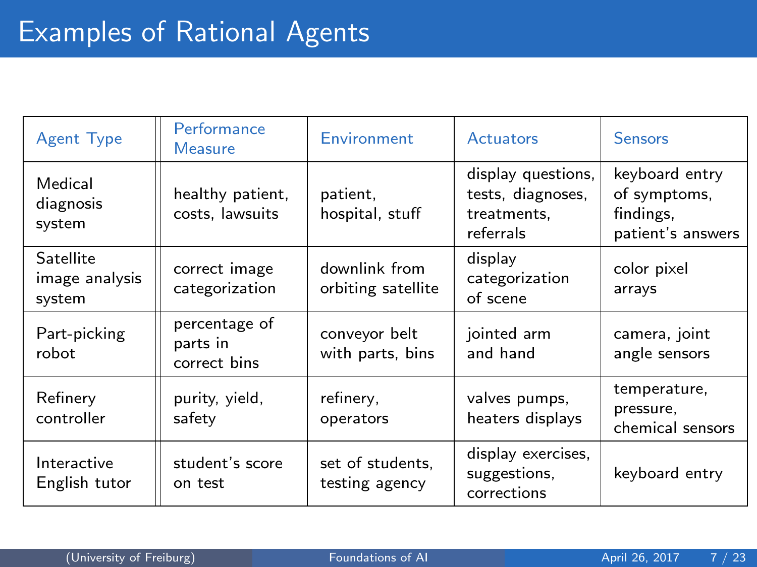# Examples of Rational Agents

| Agent Type | Performance Measure | Environment | Actuators | Sensors |
|---|---|---|---|---|
| Medical diagnosis system | healthy patient, costs, lawsuits | patient, hospital, stuff | display questions, tests, diagnoses, treatments, referrals | keyboard entry of symptoms, findings, patient's answers |
| Satellite image analysis system | correct image categorization | downlink from orbiting satellite | display categorization of scene | color pixel arrays |
| Part-picking robot | percentage of parts in correct bins | conveyor belt with parts, bins | jointed arm and hand | camera, joint angle sensors |
| Refinery controller | purity, yield, safety | refinery, operators | valves pumps, heaters displays | temperature, pressure, chemical sensors |
| Interactive English tutor | student's score on test | set of students, testing agency | display exercises, suggestions, corrections | keyboard entry |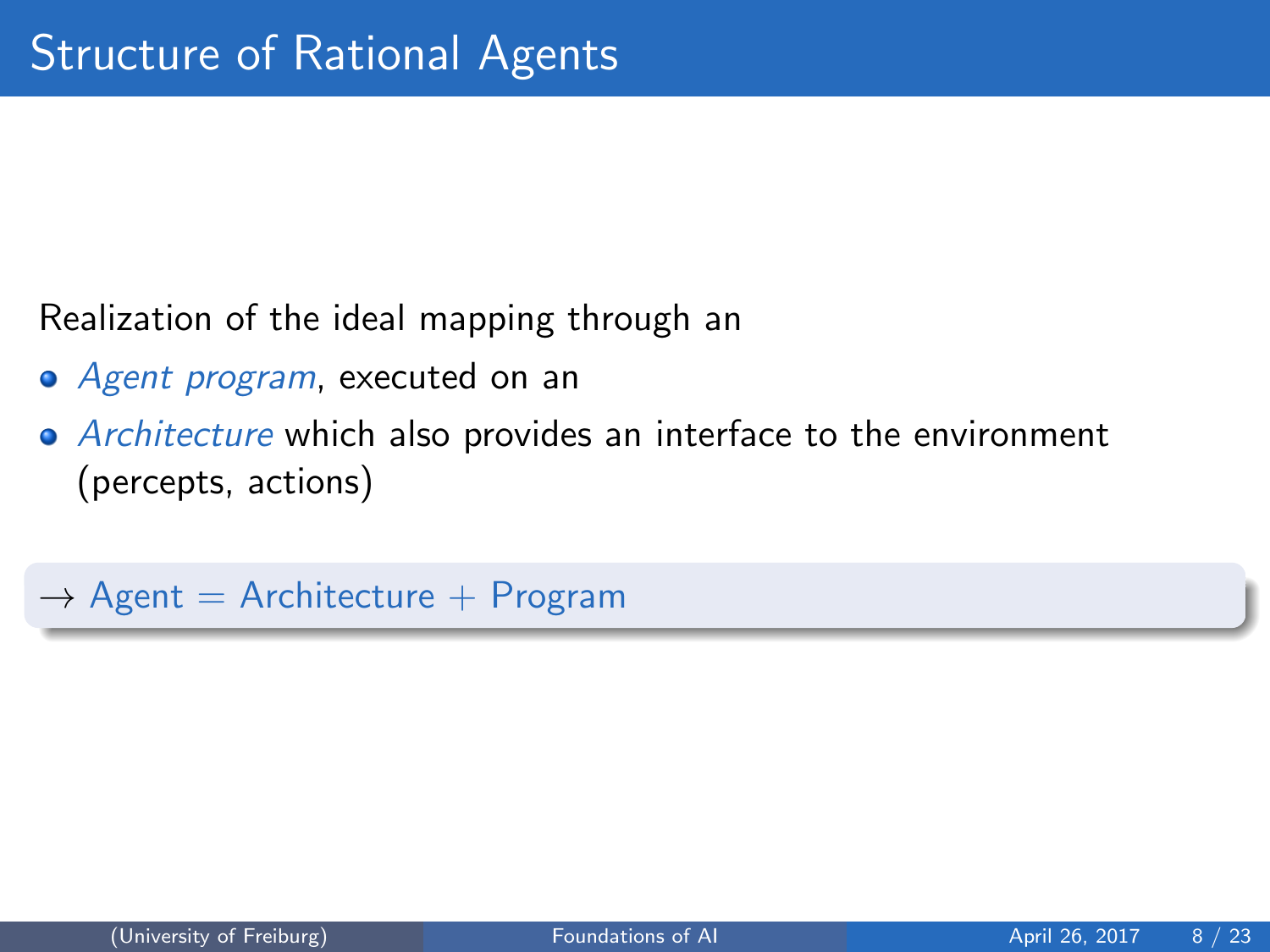# Structure of Rational Agents

Realization of the ideal mapping through an

- *Agent program*, executed on an
- *Architecture* which also provides an interface to the environment (percepts, actions)

$\rightarrow$ Agent = Architecture + Program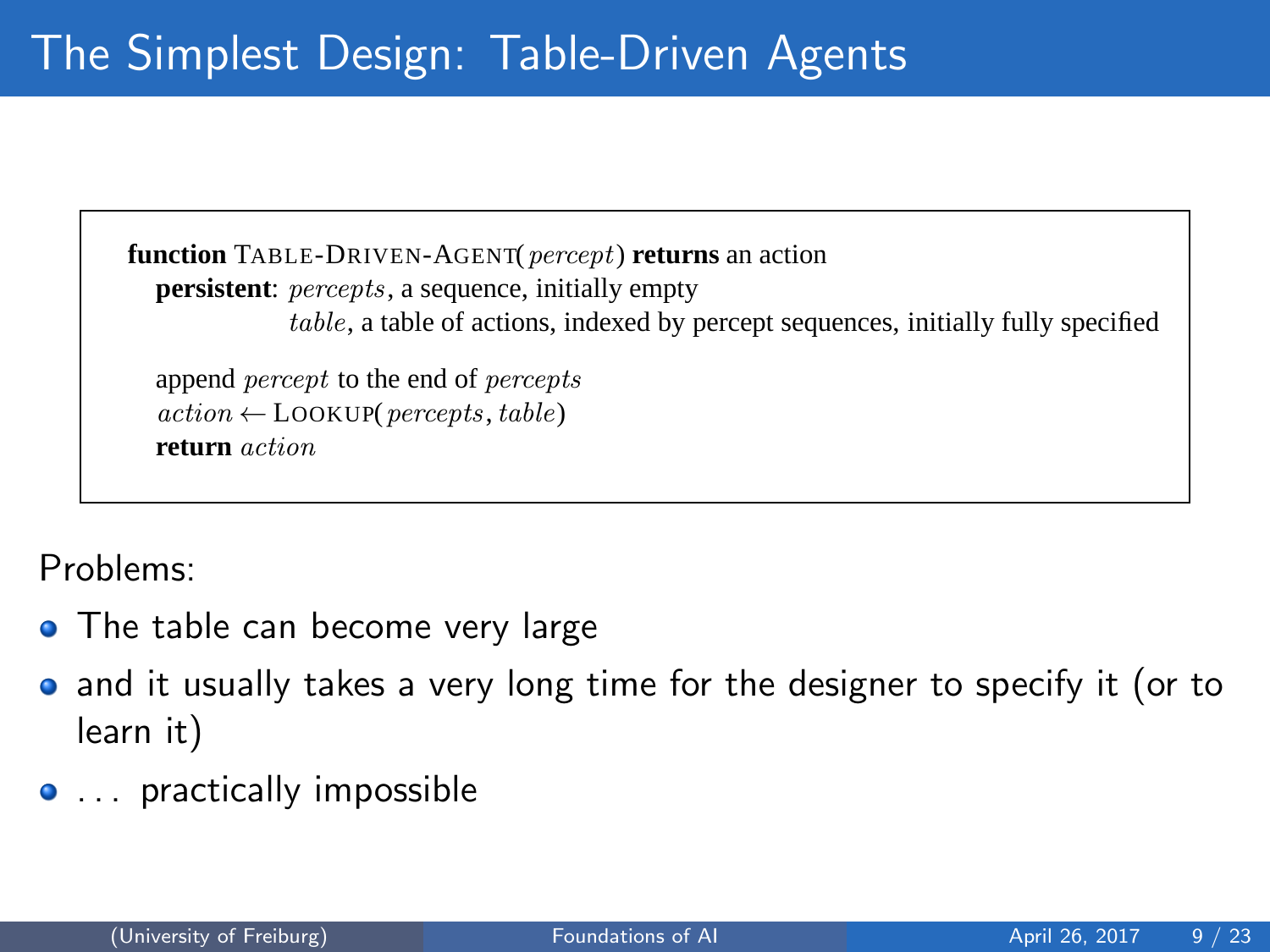# The Simplest Design: Table-Driven Agents

```
function TABLE-DRIVEN-AGENT(percept) returns an action
   persistent: percepts, a sequence, initially empty
               table, a table of actions, indexed by percept sequences, initially fully specified

   append percept to the end of percepts
   action ← LOOKUP(percepts, table)
   return action
```

Problems:

- The table can become very large
- and it usually takes a very long time for the designer to specify it (or to learn it)
- . . . practically impossible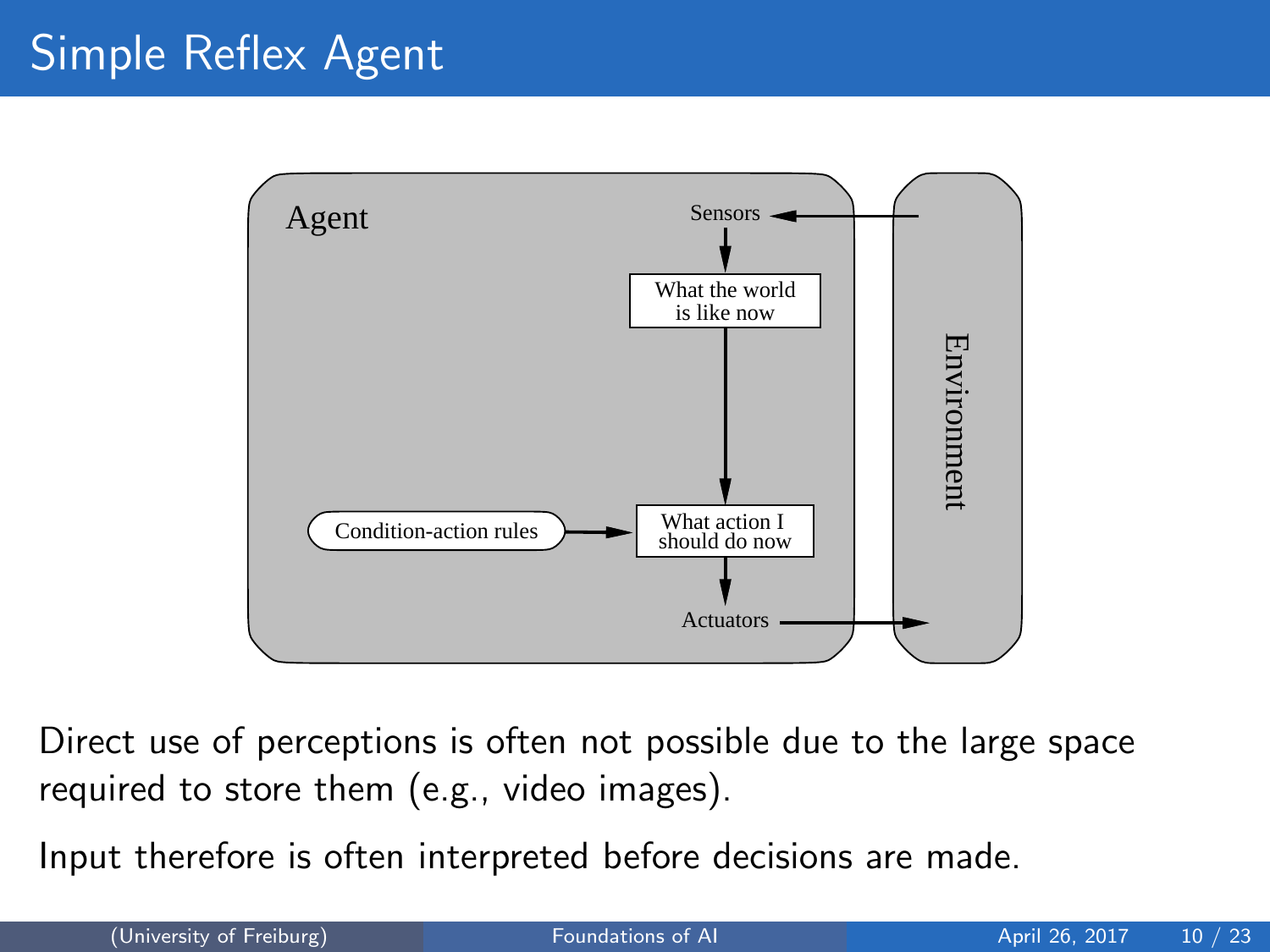# Simple Reflex Agent

Direct use of perceptions is often not possible due to the large space required to store them (e.g., video images).

Input therefore is often interpreted before decisions are made.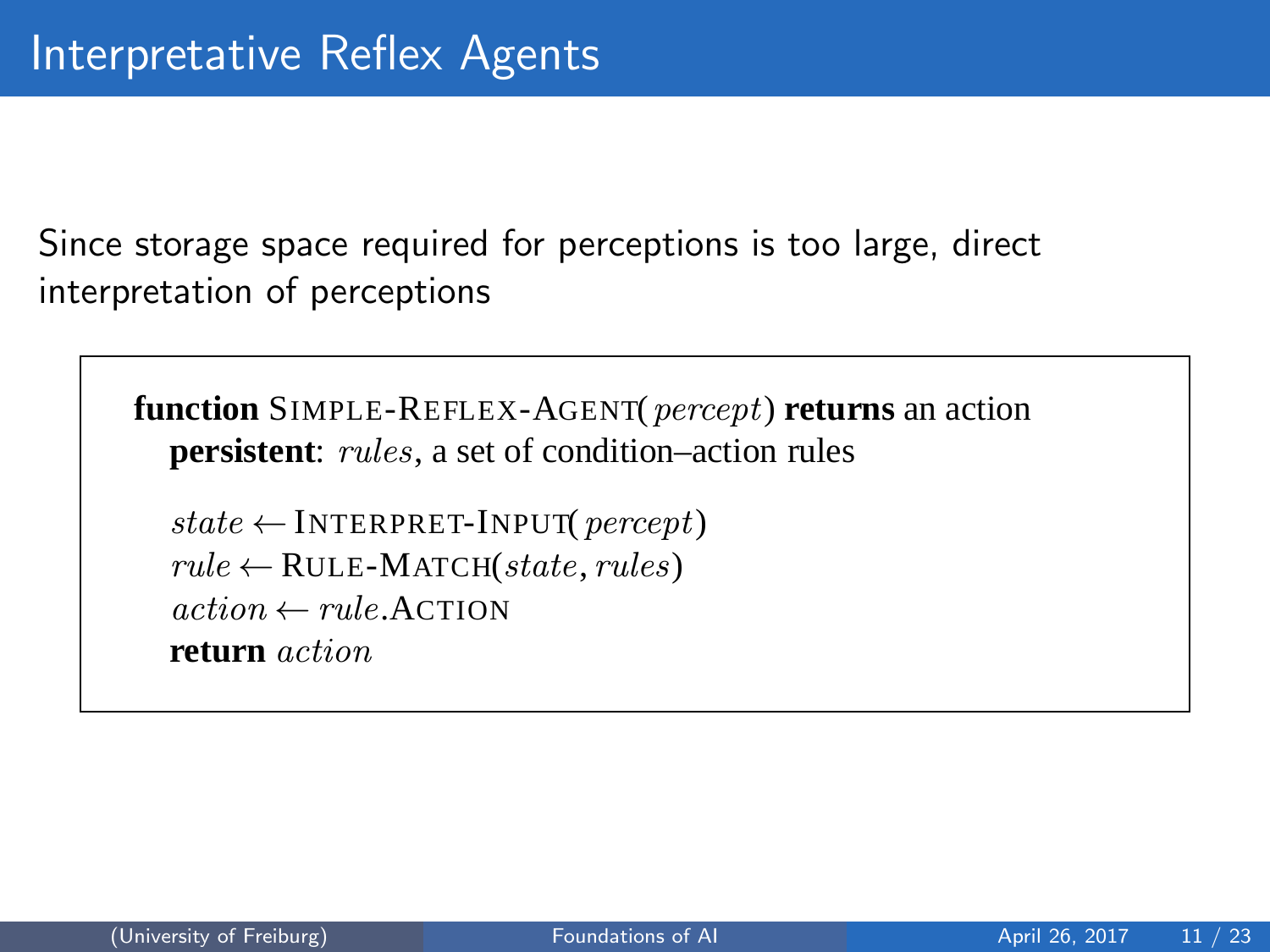# Interpretative Reflex Agents

Since storage space required for perceptions is too large, direct interpretation of perceptions

```
function SIMPLE-REFLEX-AGENT(percept) returns an action
   persistent: rules, a set of condition–action rules

   state ← INTERPRET-INPUT(percept)
   rule ← RULE-MATCH(state, rules)
   action ← rule.ACTION
   return action
```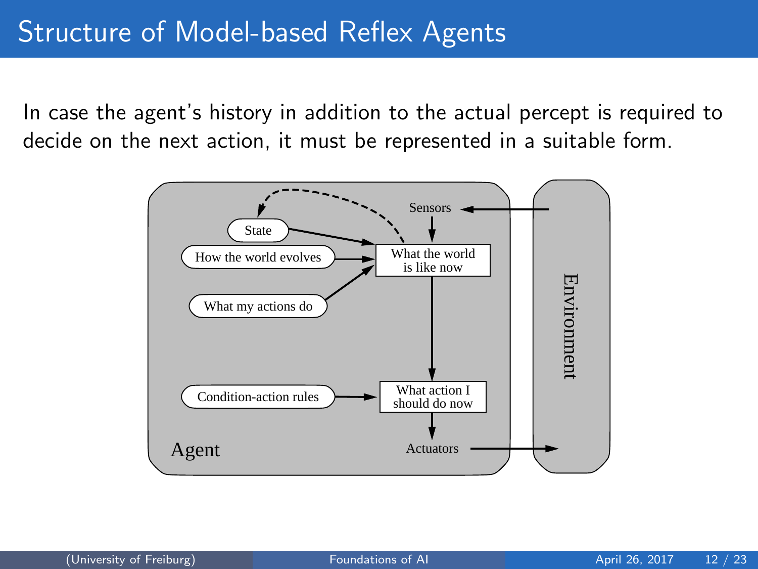# Structure of Model-based Reflex Agents

In case the agent's history in addition to the actual percept is required to decide on the next action, it must be represented in a suitable form.

Agent

Sensors

State

How the world evolves

What my actions do

What the world is like now

Condition-action rules

What action I should do now

Actuators

Environment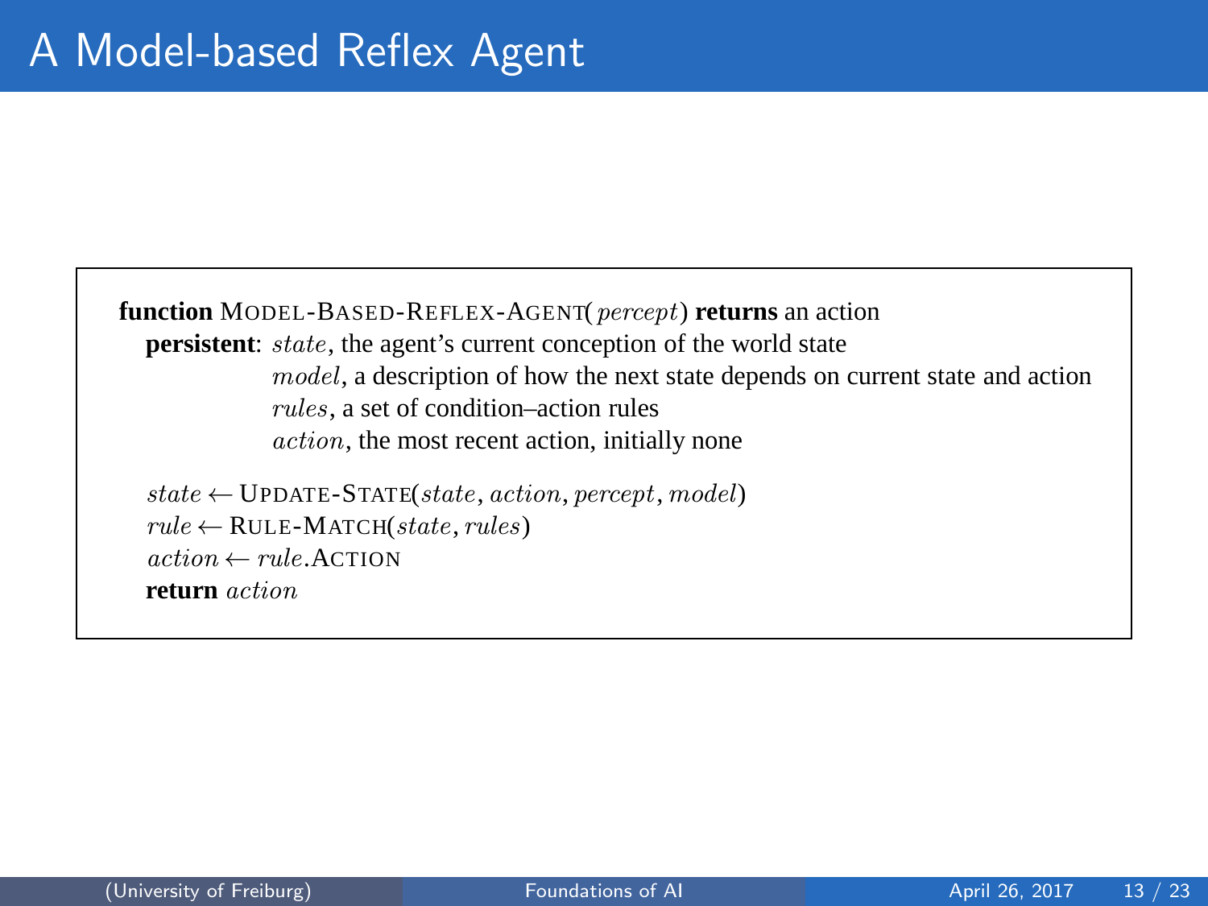# A Model-based Reflex Agent

```
function MODEL-BASED-REFLEX-AGENT(percept) returns an action
  persistent: state, the agent's current conception of the world state
              model, a description of how the next state depends on current state and action
              rules, a set of condition–action rules
              action, the most recent action, initially none

  state ← UPDATE-STATE(state, action, percept, model)
  rule ← RULE-MATCH(state, rules)
  action ← rule.ACTION
  return action
```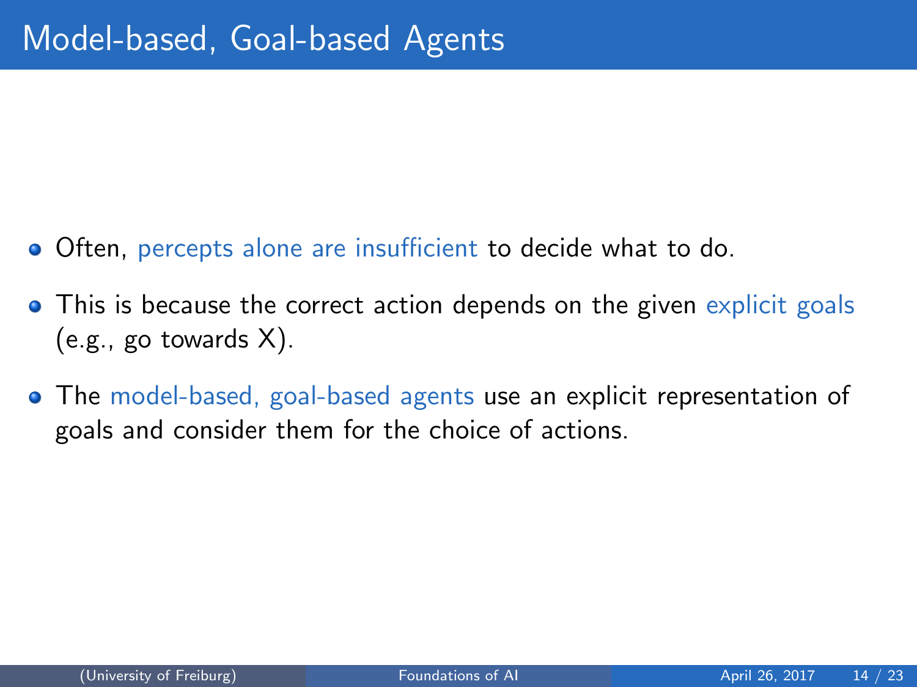# Model-based, Goal-based Agents

- Often, percepts alone are insufficient to decide what to do.
- This is because the correct action depends on the given explicit goals (e.g., go towards X).
- The model-based, goal-based agents use an explicit representation of goals and consider them for the choice of actions.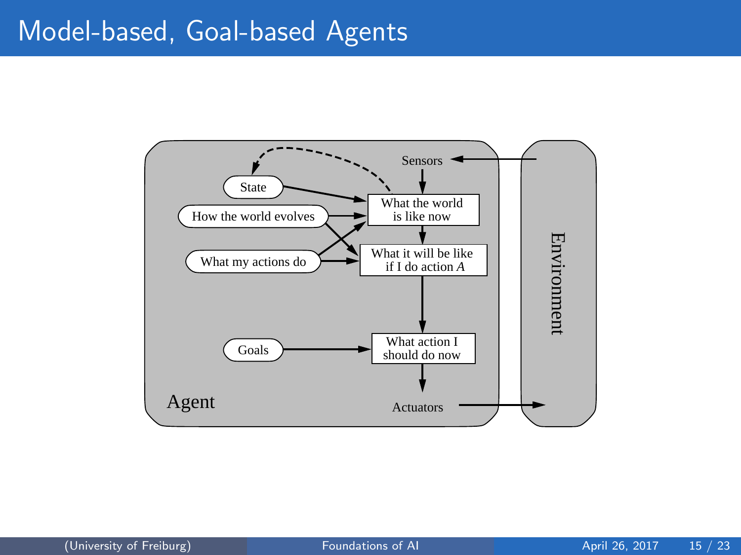# Model-based, Goal-based Agents

Agent

Environment

Sensors

State

How the world evolves

What my actions do

Goals

What the world is like now

What it will be like if I do action $A$

What action I should do now

Actuators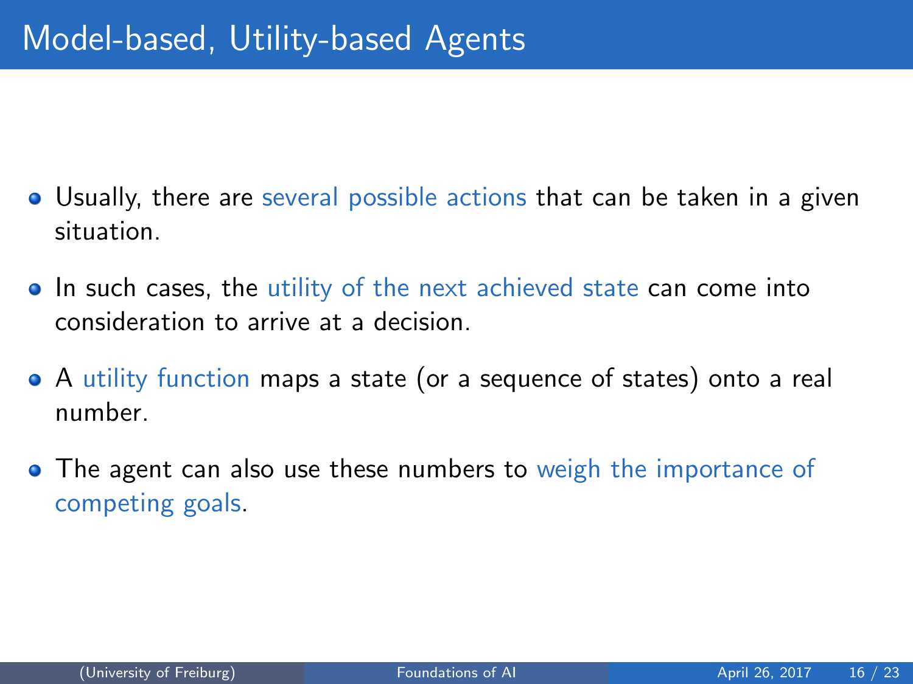# Model-based, Utility-based Agents

- Usually, there are several possible actions that can be taken in a given situation.
- In such cases, the utility of the next achieved state can come into consideration to arrive at a decision.
- A utility function maps a state (or a sequence of states) onto a real number.
- The agent can also use these numbers to weigh the importance of competing goals.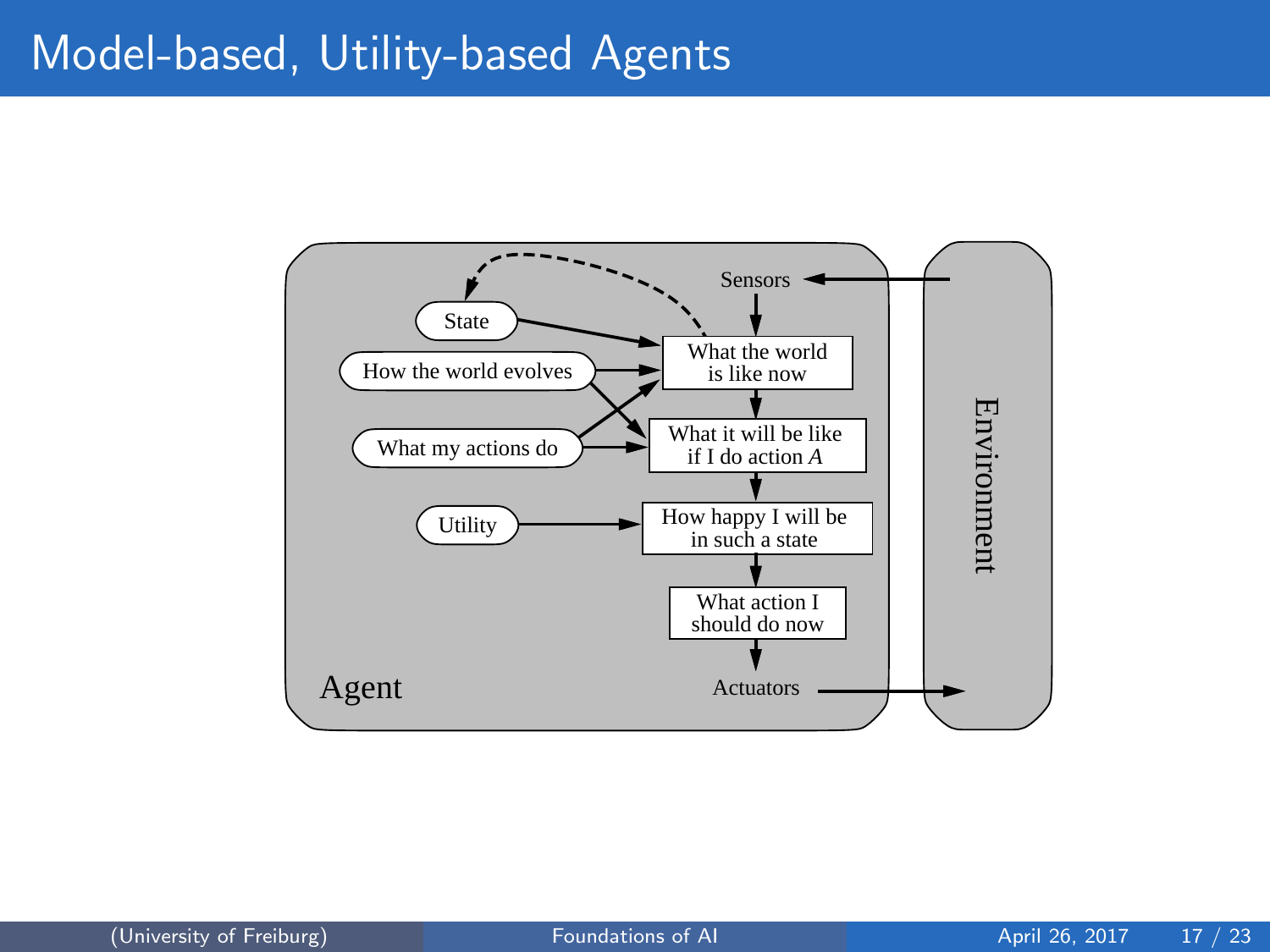# Model-based, Utility-based Agents

Sensors

State

How the world evolves

What my actions do

Utility

What the world is like now

What it will be like if I do action *A*

How happy I will be in such a state

What action I should do now

Agent

Actuators

Environment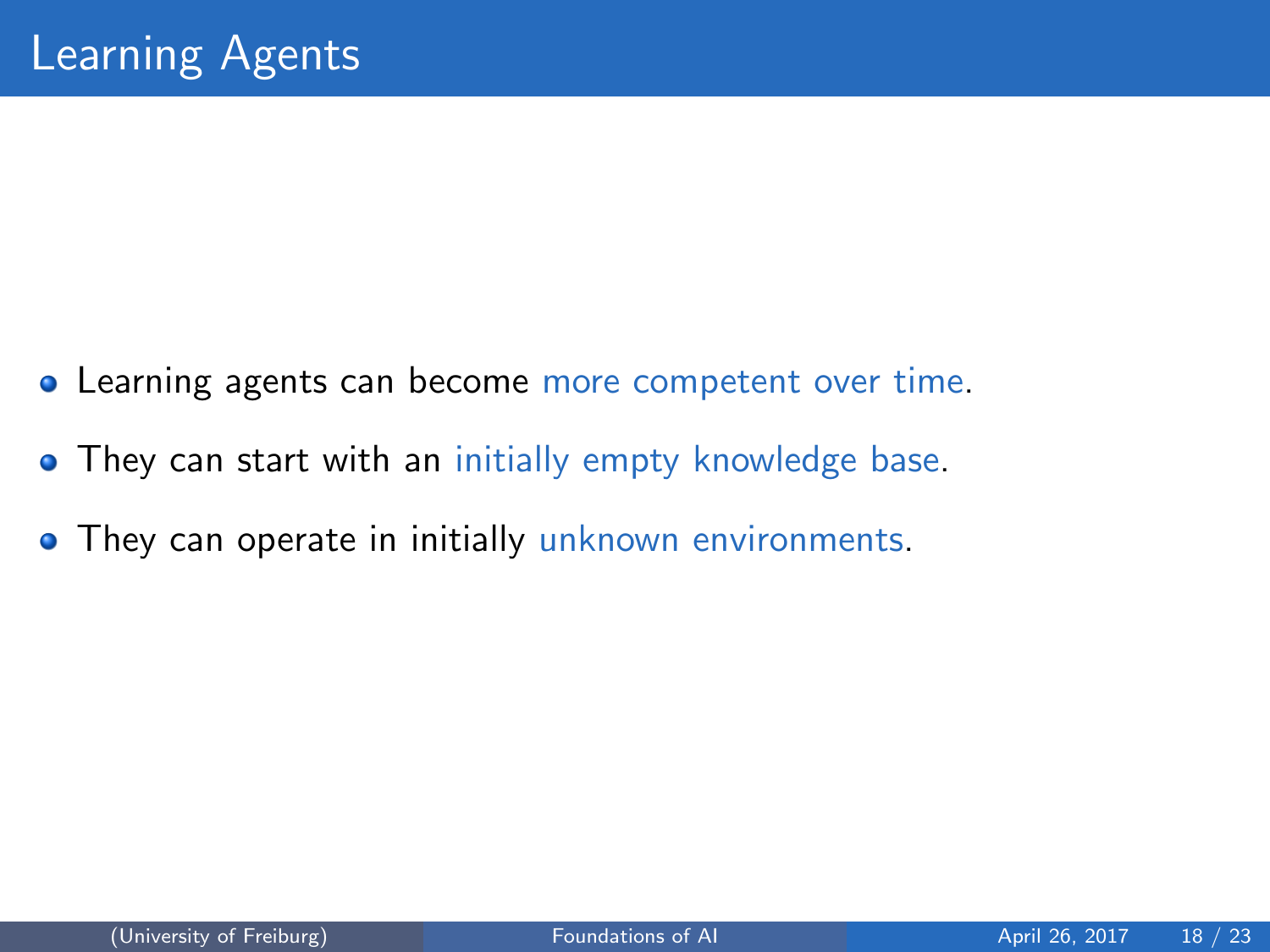# Learning Agents

- Learning agents can become more competent over time.
- They can start with an initially empty knowledge base.
- They can operate in initially unknown environments.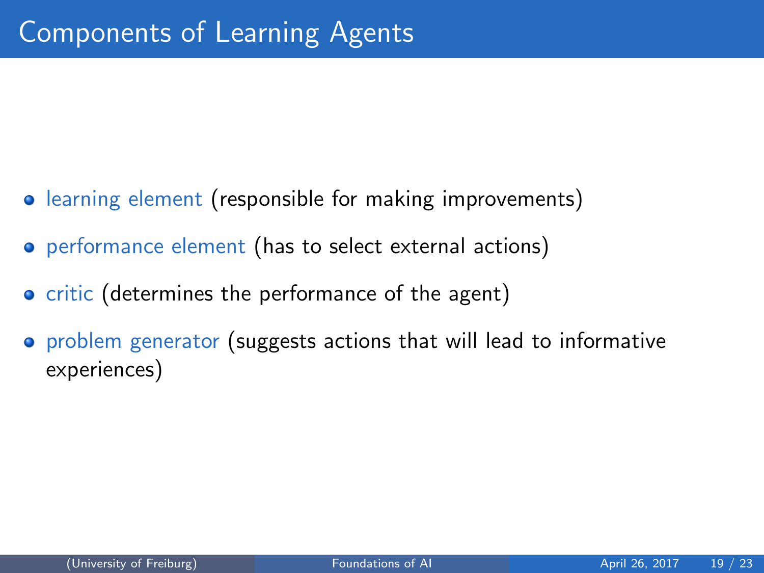# Components of Learning Agents

- learning element (responsible for making improvements)
- performance element (has to select external actions)
- critic (determines the performance of the agent)
- problem generator (suggests actions that will lead to informative experiences)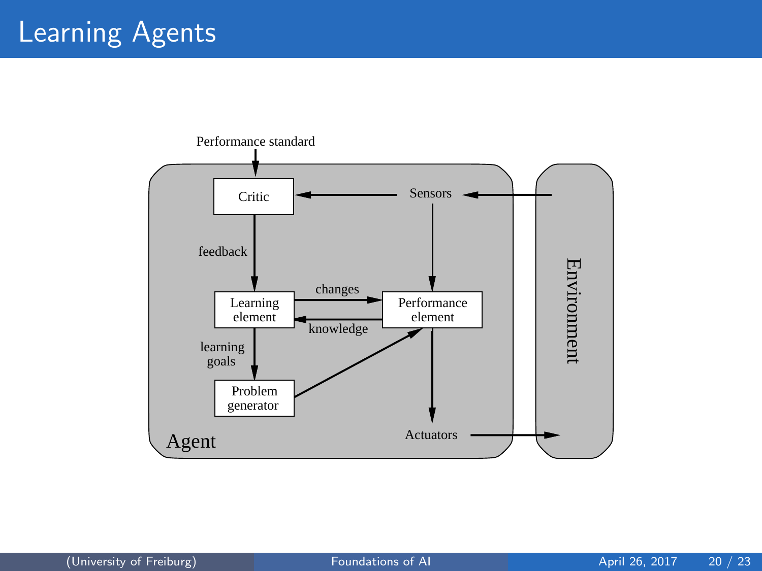# Learning Agents

Performance standard

Critic

Sensors

feedback

Learning element

changes

knowledge

Performance element

learning goals

Problem generator

Agent

Actuators

Environment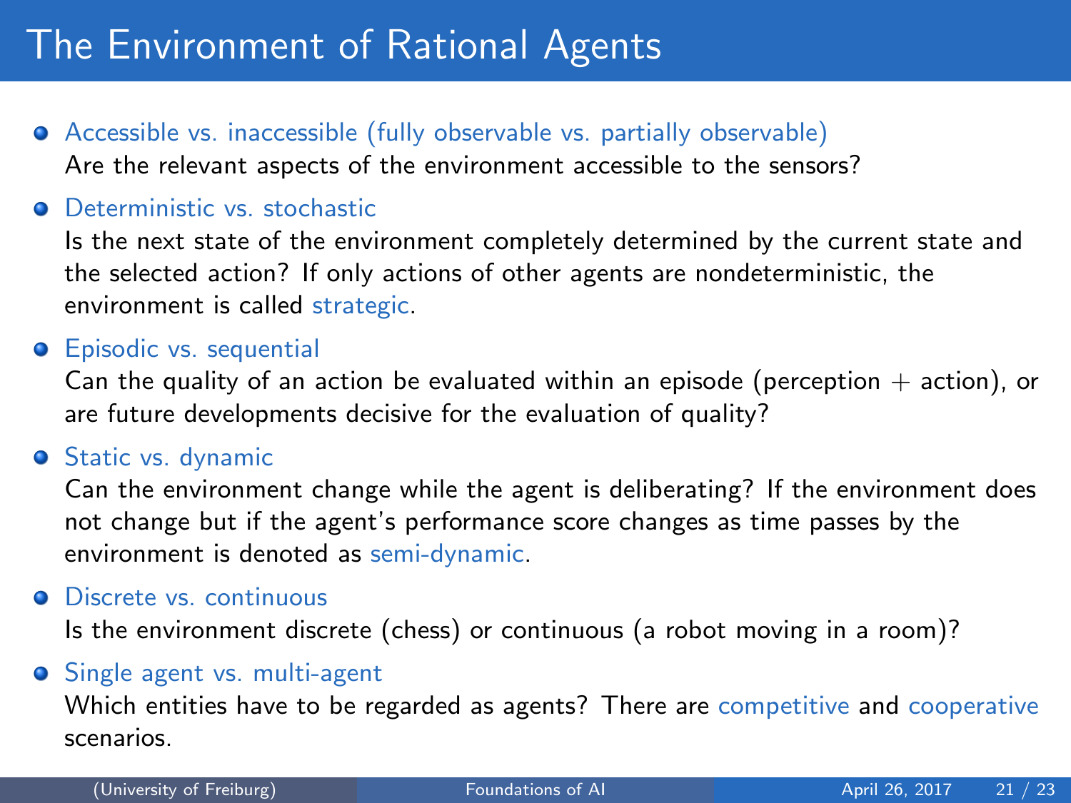# The Environment of Rational Agents

- Accessible vs. inaccessible (fully observable vs. partially observable)
  Are the relevant aspects of the environment accessible to the sensors?
- Deterministic vs. stochastic
  Is the next state of the environment completely determined by the current state and the selected action? If only actions of other agents are nondeterministic, the environment is called strategic.
- Episodic vs. sequential
  Can the quality of an action be evaluated within an episode (perception + action), or are future developments decisive for the evaluation of quality?
- Static vs. dynamic
  Can the environment change while the agent is deliberating? If the environment does not change but if the agent's performance score changes as time passes by the environment is denoted as semi-dynamic.
- Discrete vs. continuous
  Is the environment discrete (chess) or continuous (a robot moving in a room)?
- Single agent vs. multi-agent
  Which entities have to be regarded as agents? There are competitive and cooperative scenarios.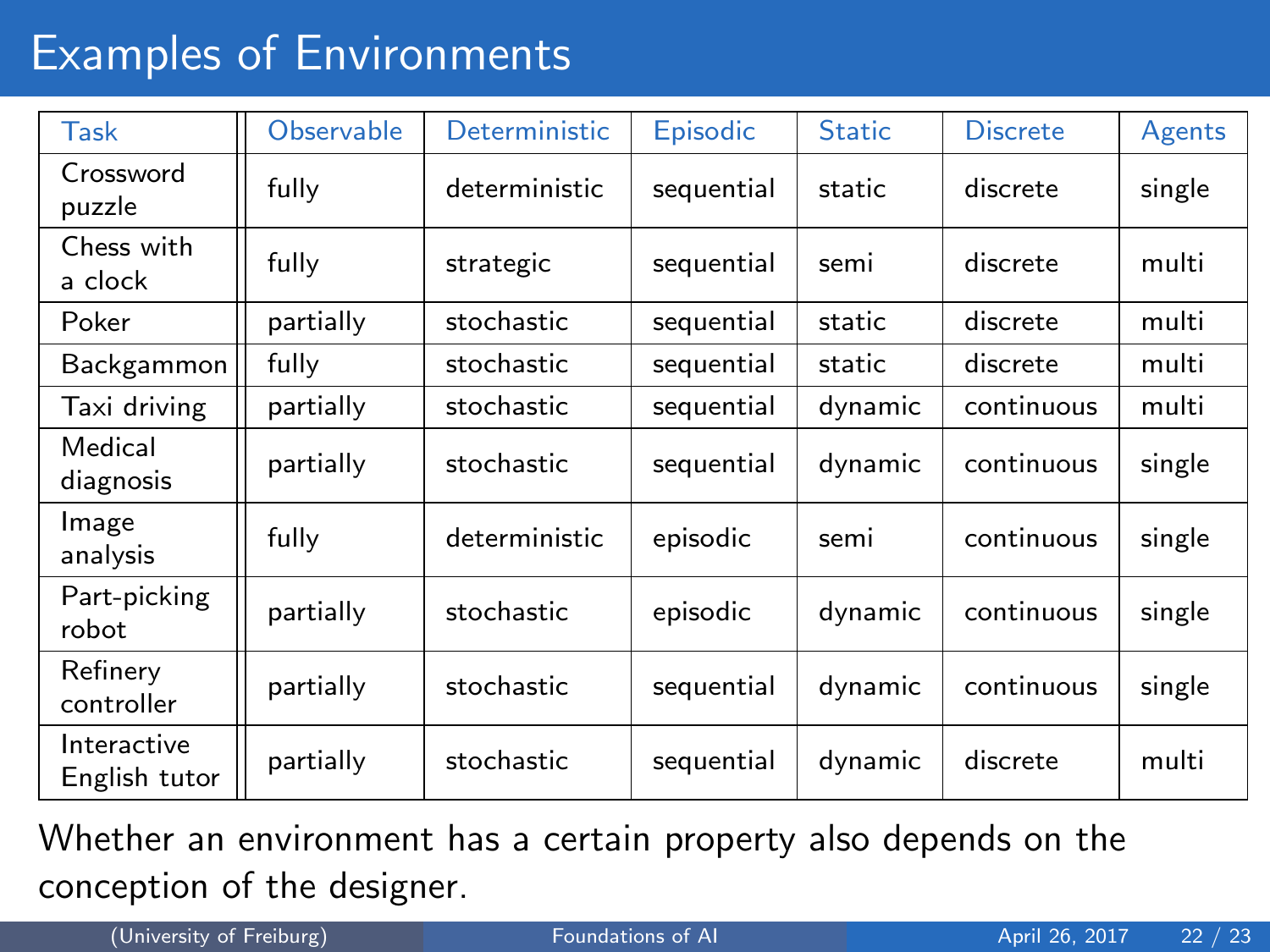# Examples of Environments

| Task | Observable | Deterministic | Episodic | Static | Discrete | Agents |
|---|---|---|---|---|---|---|
| Crossword puzzle | fully | deterministic | sequential | static | discrete | single |
| Chess with a clock | fully | strategic | sequential | semi | discrete | multi |
| Poker | partially | stochastic | sequential | static | discrete | multi |
| Backgammon | fully | stochastic | sequential | static | discrete | multi |
| Taxi driving | partially | stochastic | sequential | dynamic | continuous | multi |
| Medical diagnosis | partially | stochastic | sequential | dynamic | continuous | single |
| Image analysis | fully | deterministic | episodic | semi | continuous | single |
| Part-picking robot | partially | stochastic | episodic | dynamic | continuous | single |
| Refinery controller | partially | stochastic | sequential | dynamic | continuous | single |
| Interactive English tutor | partially | stochastic | sequential | dynamic | discrete | multi |

Whether an environment has a certain property also depends on the conception of the designer.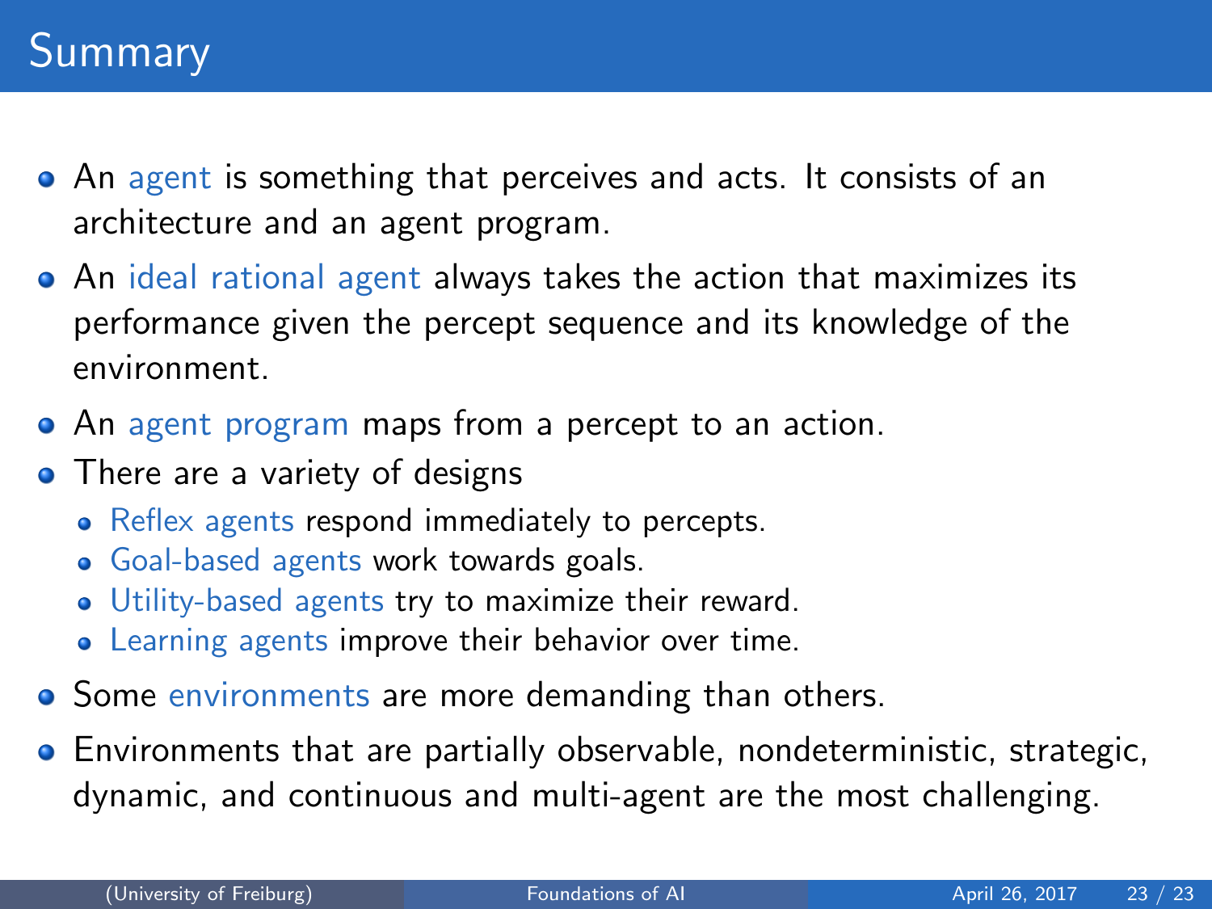# Summary

- An agent is something that perceives and acts. It consists of an architecture and an agent program.
- An ideal rational agent always takes the action that maximizes its performance given the percept sequence and its knowledge of the environment.
- An agent program maps from a percept to an action.
- There are a variety of designs
  - Reflex agents respond immediately to percepts.
  - Goal-based agents work towards goals.
  - Utility-based agents try to maximize their reward.
  - Learning agents improve their behavior over time.
- Some environments are more demanding than others.
- Environments that are partially observable, nondeterministic, strategic, dynamic, and continuous and multi-agent are the most challenging.